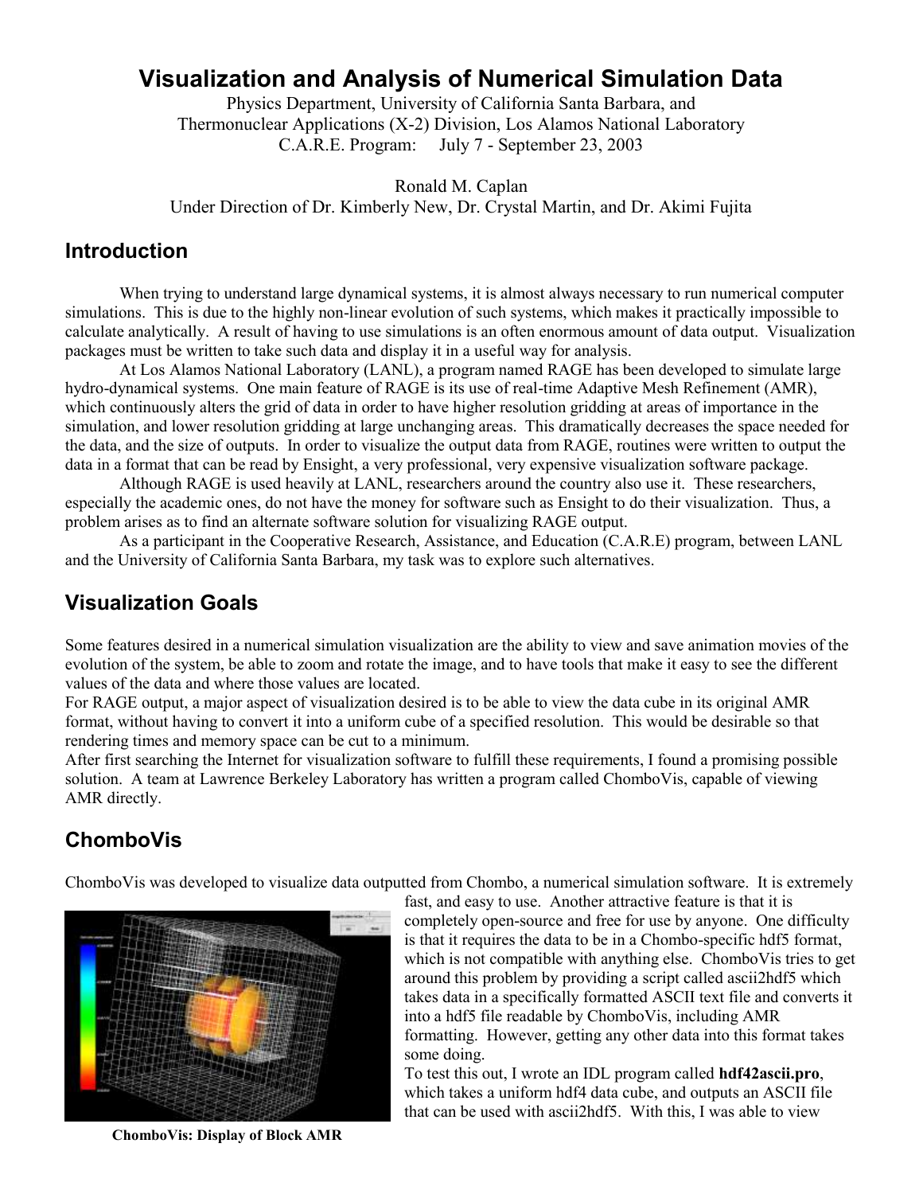# Visualization and Analysis of Numerical Simulation Data

Physics Department, University of California Santa Barbara, and
Thermonuclear Applications (X-2) Division, Los Alamos National Laboratory
C.A.R.E. Program: July 7 - September 23, 2003

Ronald M. Caplan
Under Direction of Dr. Kimberly New, Dr. Crystal Martin, and Dr. Akimi Fujita

## Introduction

When trying to understand large dynamical systems, it is almost always necessary to run numerical computer simulations. This is due to the highly non-linear evolution of such systems, which makes it practically impossible to calculate analytically. A result of having to use simulations is an often enormous amount of data output. Visualization packages must be written to take such data and display it in a useful way for analysis.

At Los Alamos National Laboratory (LANL), a program named RAGE has been developed to simulate large hydro-dynamical systems. One main feature of RAGE is its use of real-time Adaptive Mesh Refinement (AMR), which continuously alters the grid of data in order to have higher resolution gridding at areas of importance in the simulation, and lower resolution gridding at large unchanging areas. This dramatically decreases the space needed for the data, and the size of outputs. In order to visualize the output data from RAGE, routines were written to output the data in a format that can be read by Ensight, a very professional, very expensive visualization software package.

Although RAGE is used heavily at LANL, researchers around the country also use it. These researchers, especially the academic ones, do not have the money for software such as Ensight to do their visualization. Thus, a problem arises as to find an alternate software solution for visualizing RAGE output.

As a participant in the Cooperative Research, Assistance, and Education (C.A.R.E) program, between LANL and the University of California Santa Barbara, my task was to explore such alternatives.

## Visualization Goals

Some features desired in a numerical simulation visualization are the ability to view and save animation movies of the evolution of the system, be able to zoom and rotate the image, and to have tools that make it easy to see the different values of the data and where those values are located.

For RAGE output, a major aspect of visualization desired is to be able to view the data cube in its original AMR format, without having to convert it into a uniform cube of a specified resolution. This would be desirable so that rendering times and memory space can be cut to a minimum.

After first searching the Internet for visualization software to fulfill these requirements, I found a promising possible solution. A team at Lawrence Berkeley Laboratory has written a program called ChomboVis, capable of viewing AMR directly.

## ChomboVis

ChomboVis was developed to visualize data outputted from Chombo, a numerical simulation software. It is extremely fast, and easy to use. Another attractive feature is that it is completely open-source and free for use by anyone. One difficulty is that it requires the data to be in a Chombo-specific hdf5 format, which is not compatible with anything else. ChomboVis tries to get around this problem by providing a script called ascii2hdf5 which takes data in a specifically formatted ASCII text file and converts it into a hdf5 file readable by ChomboVis, including AMR formatting. However, getting any other data into this format takes some doing.

**ChomboVis: Display of Block AMR**

To test this out, I wrote an IDL program called **hdf42ascii.pro**, which takes a uniform hdf4 data cube, and outputs an ASCII file that can be used with ascii2hdf5. With this, I was able to view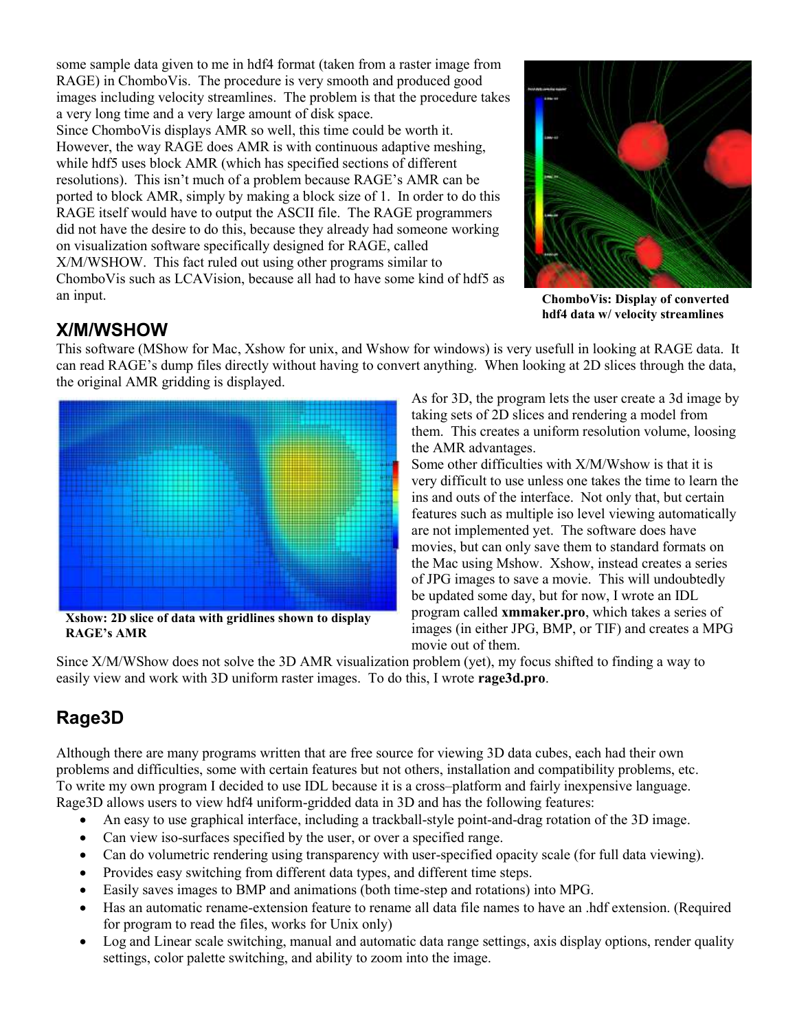some sample data given to me in hdf4 format (taken from a raster image from RAGE) in ChomboVis. The procedure is very smooth and produced good images including velocity streamlines. The problem is that the procedure takes a very long time and a very large amount of disk space.
Since ChomboVis displays AMR so well, this time could be worth it. However, the way RAGE does AMR is with continuous adaptive meshing, while hdf5 uses block AMR (which has specified sections of different resolutions). This isn't much of a problem because RAGE's AMR can be ported to block AMR, simply by making a block size of 1. In order to do this RAGE itself would have to output the ASCII file. The RAGE programmers did not have the desire to do this, because they already had someone working on visualization software specifically designed for RAGE, called X/M/WSHOW. This fact ruled out using other programs similar to ChomboVis such as LCAVision, because all had to have some kind of hdf5 as an input.

**ChomboVis: Display of converted hdf4 data w/ velocity streamlines**

## X/M/WSHOW

This software (MShow for Mac, Xshow for unix, and Wshow for windows) is very usefull in looking at RAGE data. It can read RAGE's dump files directly without having to convert anything. When looking at 2D slices through the data, the original AMR gridding is displayed.

**Xshow: 2D slice of data with gridlines shown to display RAGE's AMR**

As for 3D, the program lets the user create a 3d image by taking sets of 2D slices and rendering a model from them. This creates a uniform resolution volume, loosing the AMR advantages.
Some other difficulties with X/M/Wshow is that it is very difficult to use unless one takes the time to learn the ins and outs of the interface. Not only that, but certain features such as multiple iso level viewing automatically are not implemented yet. The software does have movies, but can only save them to standard formats on the Mac using Mshow. Xshow, instead creates a series of JPG images to save a movie. This will undoubtedly be updated some day, but for now, I wrote an IDL program called **xmmaker.pro**, which takes a series of images (in either JPG, BMP, or TIF) and creates a MPG movie out of them.

Since X/M/WShow does not solve the 3D AMR visualization problem (yet), my focus shifted to finding a way to easily view and work with 3D uniform raster images. To do this, I wrote **rage3d.pro**.

## Rage3D

Although there are many programs written that are free source for viewing 3D data cubes, each had their own problems and difficulties, some with certain features but not others, installation and compatibility problems, etc. To write my own program I decided to use IDL because it is a cross–platform and fairly inexpensive language. Rage3D allows users to view hdf4 uniform-gridded data in 3D and has the following features:

- An easy to use graphical interface, including a trackball-style point-and-drag rotation of the 3D image.
- Can view iso-surfaces specified by the user, or over a specified range.
- Can do volumetric rendering using transparency with user-specified opacity scale (for full data viewing).
- Provides easy switching from different data types, and different time steps.
- Easily saves images to BMP and animations (both time-step and rotations) into MPG.
- Has an automatic rename-extension feature to rename all data file names to have an .hdf extension. (Required for program to read the files, works for Unix only)
- Log and Linear scale switching, manual and automatic data range settings, axis display options, render quality settings, color palette switching, and ability to zoom into the image.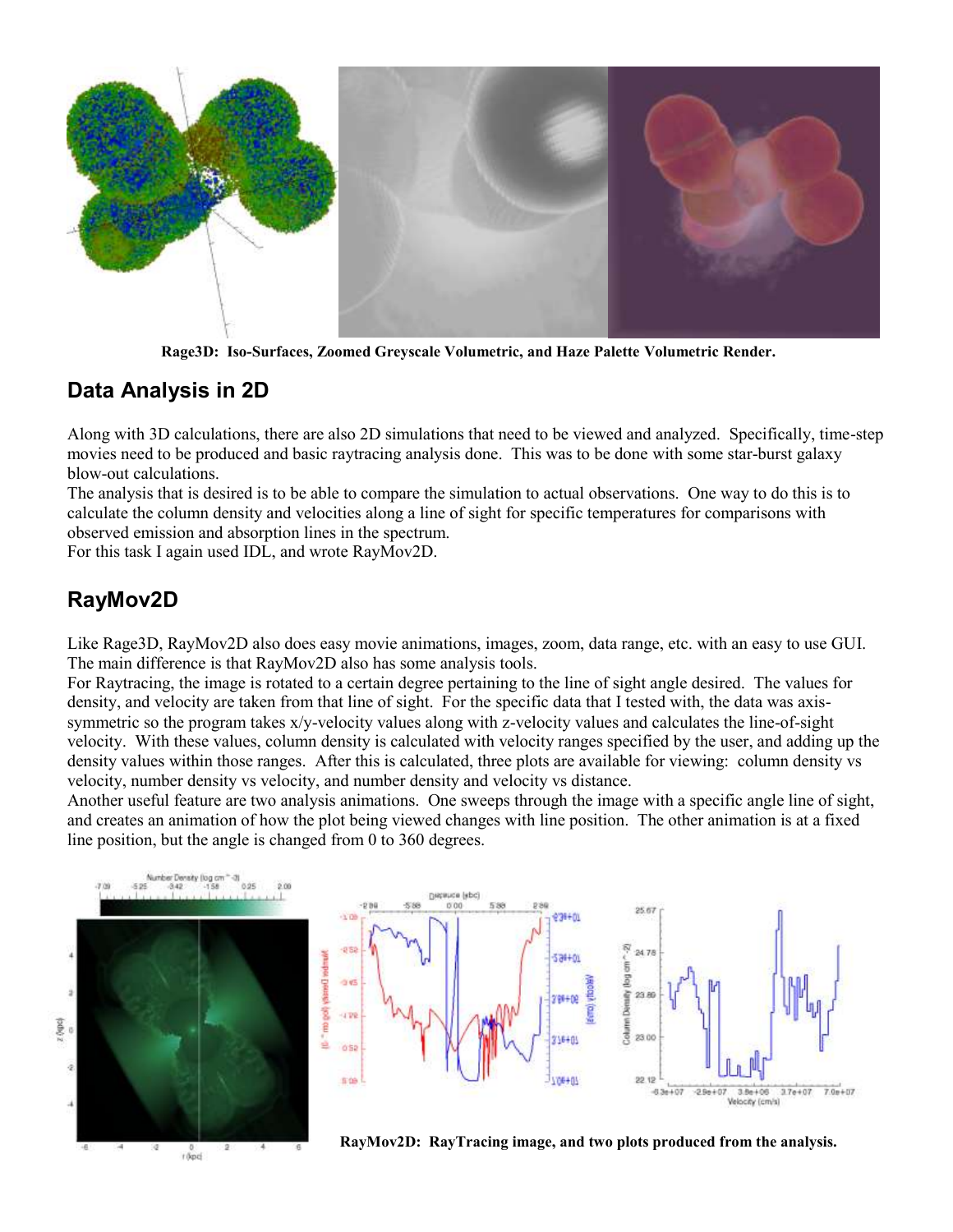**Rage3D: Iso-Surfaces, Zoomed Greyscale Volumetric, and Haze Palette Volumetric Render.**

## Data Analysis in 2D

Along with 3D calculations, there are also 2D simulations that need to be viewed and analyzed. Specifically, time-step movies need to be produced and basic raytracing analysis done. This was to be done with some star-burst galaxy blow-out calculations.

The analysis that is desired is to be able to compare the simulation to actual observations. One way to do this is to calculate the column density and velocities along a line of sight for specific temperatures for comparisons with observed emission and absorption lines in the spectrum.

For this task I again used IDL, and wrote RayMov2D.

## RayMov2D

Like Rage3D, RayMov2D also does easy movie animations, images, zoom, data range, etc. with an easy to use GUI. The main difference is that RayMov2D also has some analysis tools.

For Raytracing, the image is rotated to a certain degree pertaining to the line of sight angle desired. The values for density, and velocity are taken from that line of sight. For the specific data that I tested with, the data was axis-symmetric so the program takes x/y-velocity values along with z-velocity values and calculates the line-of-sight velocity. With these values, column density is calculated with velocity ranges specified by the user, and adding up the density values within those ranges. After this is calculated, three plots are available for viewing: column density vs velocity, number density vs velocity, and number density and velocity vs distance.

Another useful feature are two analysis animations. One sweeps through the image with a specific angle line of sight, and creates an animation of how the plot being viewed changes with line position. The other animation is at a fixed line position, but the angle is changed from 0 to 360 degrees.

**RayMov2D: RayTracing image, and two plots produced from the analysis.**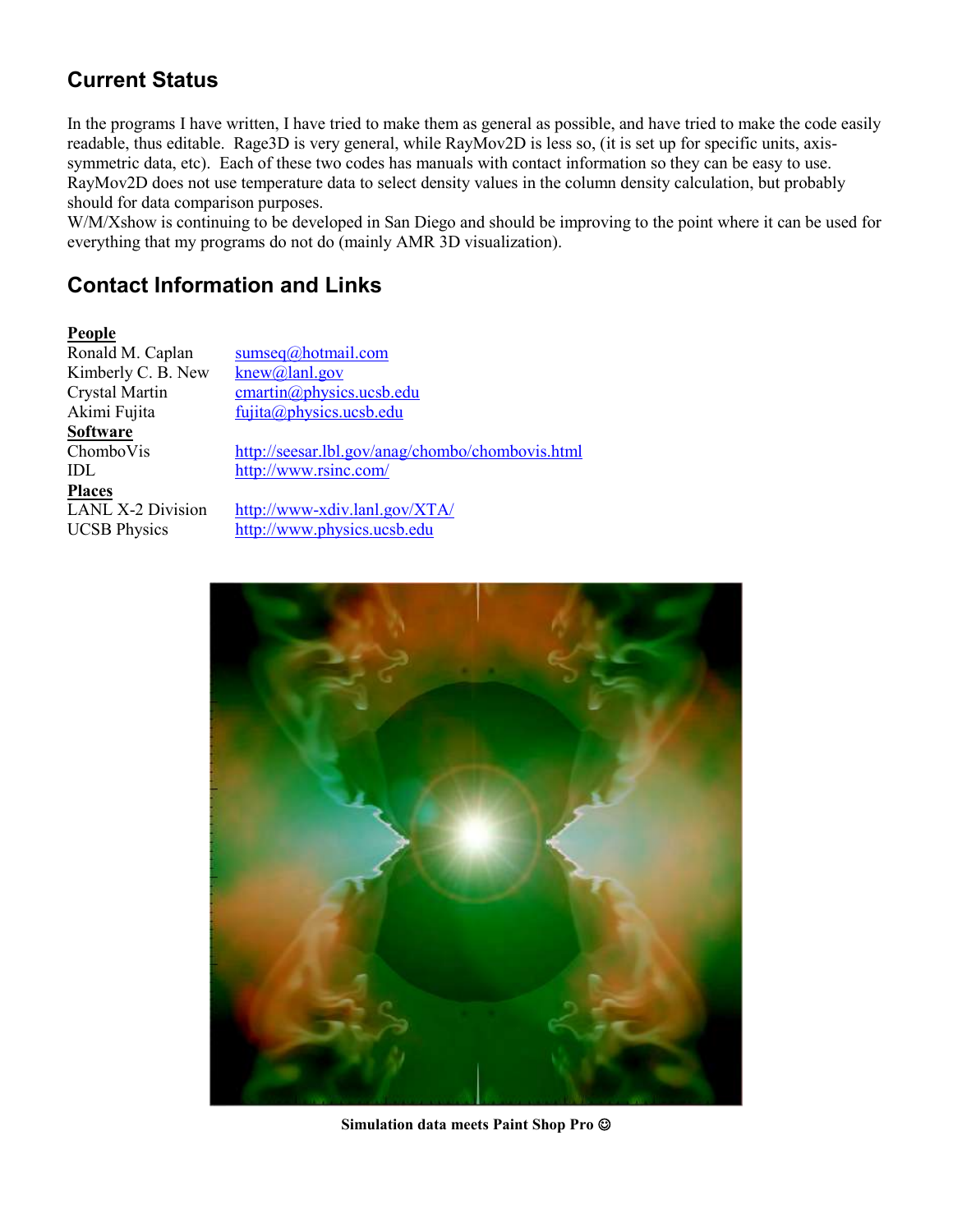## Current Status

In the programs I have written, I have tried to make them as general as possible, and have tried to make the code easily readable, thus editable. Rage3D is very general, while RayMov2D is less so, (it is set up for specific units, axis-symmetric data, etc). Each of these two codes has manuals with contact information so they can be easy to use. RayMov2D does not use temperature data to select density values in the column density calculation, but probably should for data comparison purposes.
W/M/Xshow is continuing to be developed in San Diego and should be improving to the point where it can be used for everything that my programs do not do (mainly AMR 3D visualization).

## Contact Information and Links

| | |
|---|---|
| **People** | |
| Ronald M. Caplan | sumseq@hotmail.com |
| Kimberly C. B. New | knew@lanl.gov |
| Crystal Martin | cmartin@physics.ucsb.edu |
| Akimi Fujita | fujita@physics.ucsb.edu |
| **Software** | |
| ChomboVis | http://seesar.lbl.gov/anag/chombo/chombovis.html |
| IDL | http://www.rsinc.com/ |
| **Places** | |
| LANL X-2 Division | http://www-xdiv.lanl.gov/XTA/ |
| UCSB Physics | http://www.physics.ucsb.edu |

**Simulation data meets Paint Shop Pro ☺**